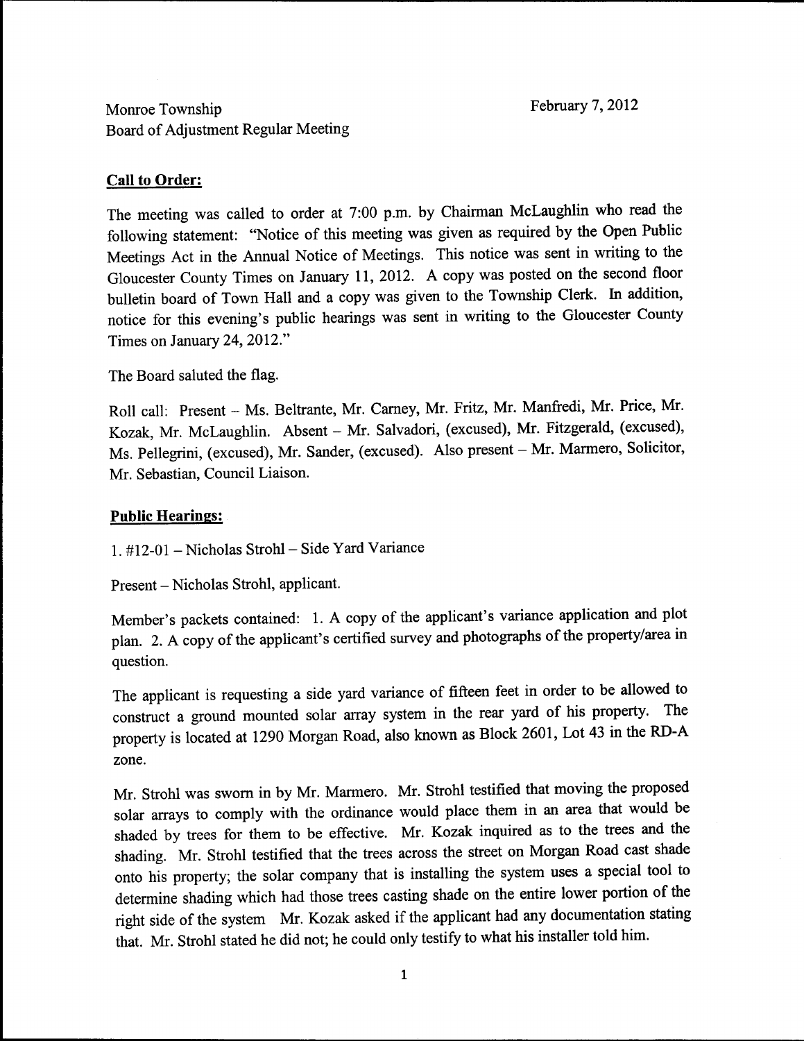Monroe Township  
Board of Adjustment Regular Meeting

February 7, 2012

**Call to Order:**

The meeting was called to order at 7:00 p.m. by Chairman McLaughlin who read the following statement: "Notice of this meeting was given as required by the Open Public Meetings Act in the Annual Notice of Meetings. This notice was sent in writing to the Gloucester County Times on January 11, 2012. A copy was posted on the second floor bulletin board of Town Hall and a copy was given to the Township Clerk. In addition, notice for this evening's public hearings was sent in writing to the Gloucester County Times on January 24, 2012."

The Board saluted the flag.

Roll call: Present – Ms. Beltrante, Mr. Carney, Mr. Fritz, Mr. Manfredi, Mr. Price, Mr. Kozak, Mr. McLaughlin. Absent – Mr. Salvadori, (excused), Mr. Fitzgerald, (excused), Ms. Pellegrini, (excused), Mr. Sander, (excused). Also present – Mr. Marmero, Solicitor, Mr. Sebastian, Council Liaison.

**Public Hearings:**

1. #12-01 – Nicholas Strohl – Side Yard Variance

Present – Nicholas Strohl, applicant.

Member's packets contained: 1. A copy of the applicant's variance application and plot plan. 2. A copy of the applicant's certified survey and photographs of the property/area in question.

The applicant is requesting a side yard variance of fifteen feet in order to be allowed to construct a ground mounted solar array system in the rear yard of his property. The property is located at 1290 Morgan Road, also known as Block 2601, Lot 43 in the RD-A zone.

Mr. Strohl was sworn in by Mr. Marmero. Mr. Strohl testified that moving the proposed solar arrays to comply with the ordinance would place them in an area that would be shaded by trees for them to be effective. Mr. Kozak inquired as to the trees and the shading. Mr. Strohl testified that the trees across the street on Morgan Road cast shade onto his property; the solar company that is installing the system uses a special tool to determine shading which had those trees casting shade on the entire lower portion of the right side of the system Mr. Kozak asked if the applicant had any documentation stating that. Mr. Strohl stated he did not; he could only testify to what his installer told him.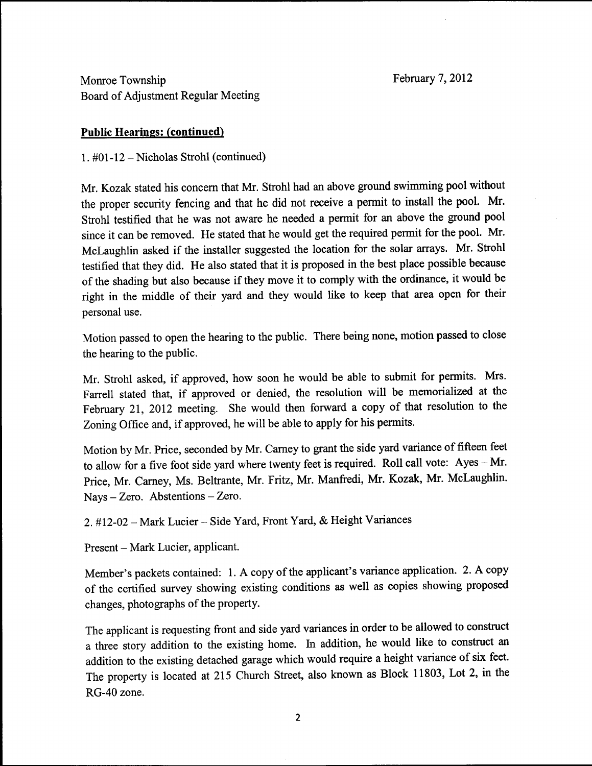Monroe Township
Board of Adjustment Regular Meeting

February 7, 2012

**Public Hearings: (continued)**

1. #01-12 – Nicholas Strohl (continued)

Mr. Kozak stated his concern that Mr. Strohl had an above ground swimming pool without the proper security fencing and that he did not receive a permit to install the pool. Mr. Strohl testified that he was not aware he needed a permit for an above the ground pool since it can be removed. He stated that he would get the required permit for the pool. Mr. McLaughlin asked if the installer suggested the location for the solar arrays. Mr. Strohl testified that they did. He also stated that it is proposed in the best place possible because of the shading but also because if they move it to comply with the ordinance, it would be right in the middle of their yard and they would like to keep that area open for their personal use.

Motion passed to open the hearing to the public. There being none, motion passed to close the hearing to the public.

Mr. Strohl asked, if approved, how soon he would be able to submit for permits. Mrs. Farrell stated that, if approved or denied, the resolution will be memorialized at the February 21, 2012 meeting. She would then forward a copy of that resolution to the Zoning Office and, if approved, he will be able to apply for his permits.

Motion by Mr. Price, seconded by Mr. Carney to grant the side yard variance of fifteen feet to allow for a five foot side yard where twenty feet is required. Roll call vote: Ayes – Mr. Price, Mr. Carney, Ms. Beltrante, Mr. Fritz, Mr. Manfredi, Mr. Kozak, Mr. McLaughlin. Nays – Zero. Abstentions – Zero.

2. #12-02 – Mark Lucier – Side Yard, Front Yard, & Height Variances

Present – Mark Lucier, applicant.

Member's packets contained: 1. A copy of the applicant's variance application. 2. A copy of the certified survey showing existing conditions as well as copies showing proposed changes, photographs of the property.

The applicant is requesting front and side yard variances in order to be allowed to construct a three story addition to the existing home. In addition, he would like to construct an addition to the existing detached garage which would require a height variance of six feet. The property is located at 215 Church Street, also known as Block 11803, Lot 2, in the RG-40 zone.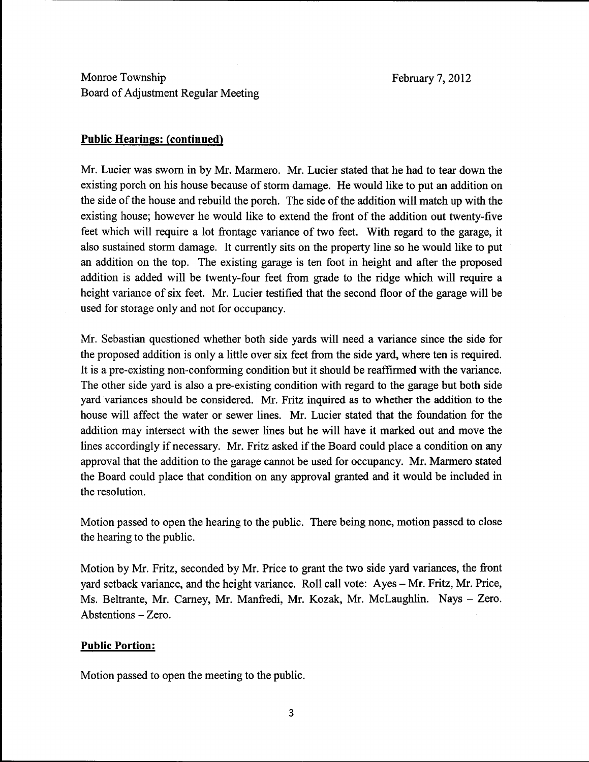Monroe Township
Board of Adjustment Regular Meeting

February 7, 2012

**Public Hearings: (continued)**

Mr. Lucier was sworn in by Mr. Marmero. Mr. Lucier stated that he had to tear down the existing porch on his house because of storm damage. He would like to put an addition on the side of the house and rebuild the porch. The side of the addition will match up with the existing house; however he would like to extend the front of the addition out twenty-five feet which will require a lot frontage variance of two feet. With regard to the garage, it also sustained storm damage. It currently sits on the property line so he would like to put an addition on the top. The existing garage is ten foot in height and after the proposed addition is added will be twenty-four feet from grade to the ridge which will require a height variance of six feet. Mr. Lucier testified that the second floor of the garage will be used for storage only and not for occupancy.

Mr. Sebastian questioned whether both side yards will need a variance since the side for the proposed addition is only a little over six feet from the side yard, where ten is required. It is a pre-existing non-conforming condition but it should be reaffirmed with the variance. The other side yard is also a pre-existing condition with regard to the garage but both side yard variances should be considered. Mr. Fritz inquired as to whether the addition to the house will affect the water or sewer lines. Mr. Lucier stated that the foundation for the addition may intersect with the sewer lines but he will have it marked out and move the lines accordingly if necessary. Mr. Fritz asked if the Board could place a condition on any approval that the addition to the garage cannot be used for occupancy. Mr. Marmero stated the Board could place that condition on any approval granted and it would be included in the resolution.

Motion passed to open the hearing to the public. There being none, motion passed to close the hearing to the public.

Motion by Mr. Fritz, seconded by Mr. Price to grant the two side yard variances, the front yard setback variance, and the height variance. Roll call vote: Ayes – Mr. Fritz, Mr. Price, Ms. Beltrante, Mr. Carney, Mr. Manfredi, Mr. Kozak, Mr. McLaughlin. Nays – Zero. Abstentions – Zero.

**Public Portion:**

Motion passed to open the meeting to the public.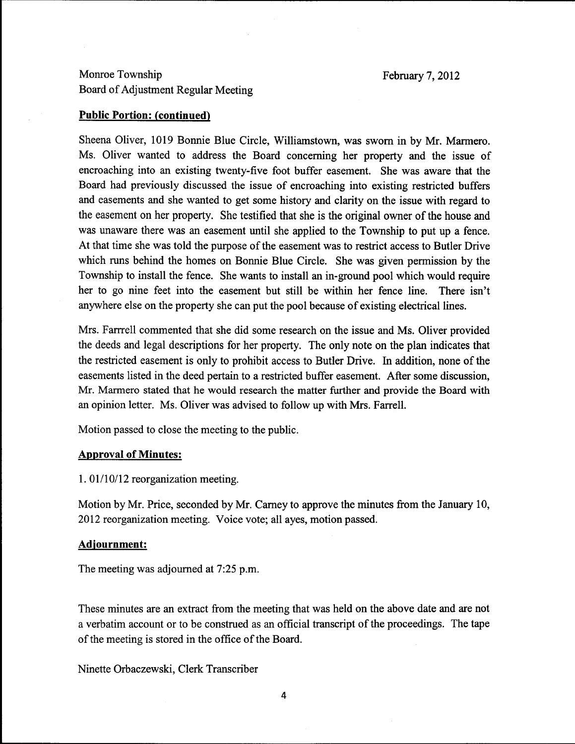Monroe Township
Board of Adjustment Regular Meeting

February 7, 2012

**Public Portion: (continued)**

Sheena Oliver, 1019 Bonnie Blue Circle, Williamstown, was sworn in by Mr. Marmero. Ms. Oliver wanted to address the Board concerning her property and the issue of encroaching into an existing twenty-five foot buffer easement. She was aware that the Board had previously discussed the issue of encroaching into existing restricted buffers and easements and she wanted to get some history and clarity on the issue with regard to the easement on her property. She testified that she is the original owner of the house and was unaware there was an easement until she applied to the Township to put up a fence. At that time she was told the purpose of the easement was to restrict access to Butler Drive which runs behind the homes on Bonnie Blue Circle. She was given permission by the Township to install the fence. She wants to install an in-ground pool which would require her to go nine feet into the easement but still be within her fence line. There isn't anywhere else on the property she can put the pool because of existing electrical lines.

Mrs. Farrrell commented that she did some research on the issue and Ms. Oliver provided the deeds and legal descriptions for her property. The only note on the plan indicates that the restricted easement is only to prohibit access to Butler Drive. In addition, none of the easements listed in the deed pertain to a restricted buffer easement. After some discussion, Mr. Marmero stated that he would research the matter further and provide the Board with an opinion letter. Ms. Oliver was advised to follow up with Mrs. Farrell.

Motion passed to close the meeting to the public.

**Approval of Minutes:**

1. 01/10/12 reorganization meeting.

Motion by Mr. Price, seconded by Mr. Carney to approve the minutes from the January 10, 2012 reorganization meeting. Voice vote; all ayes, motion passed.

**Adjournment:**

The meeting was adjourned at 7:25 p.m.

These minutes are an extract from the meeting that was held on the above date and are not a verbatim account or to be construed as an official transcript of the proceedings. The tape of the meeting is stored in the office of the Board.

Ninette Orbaczewski, Clerk Transcriber